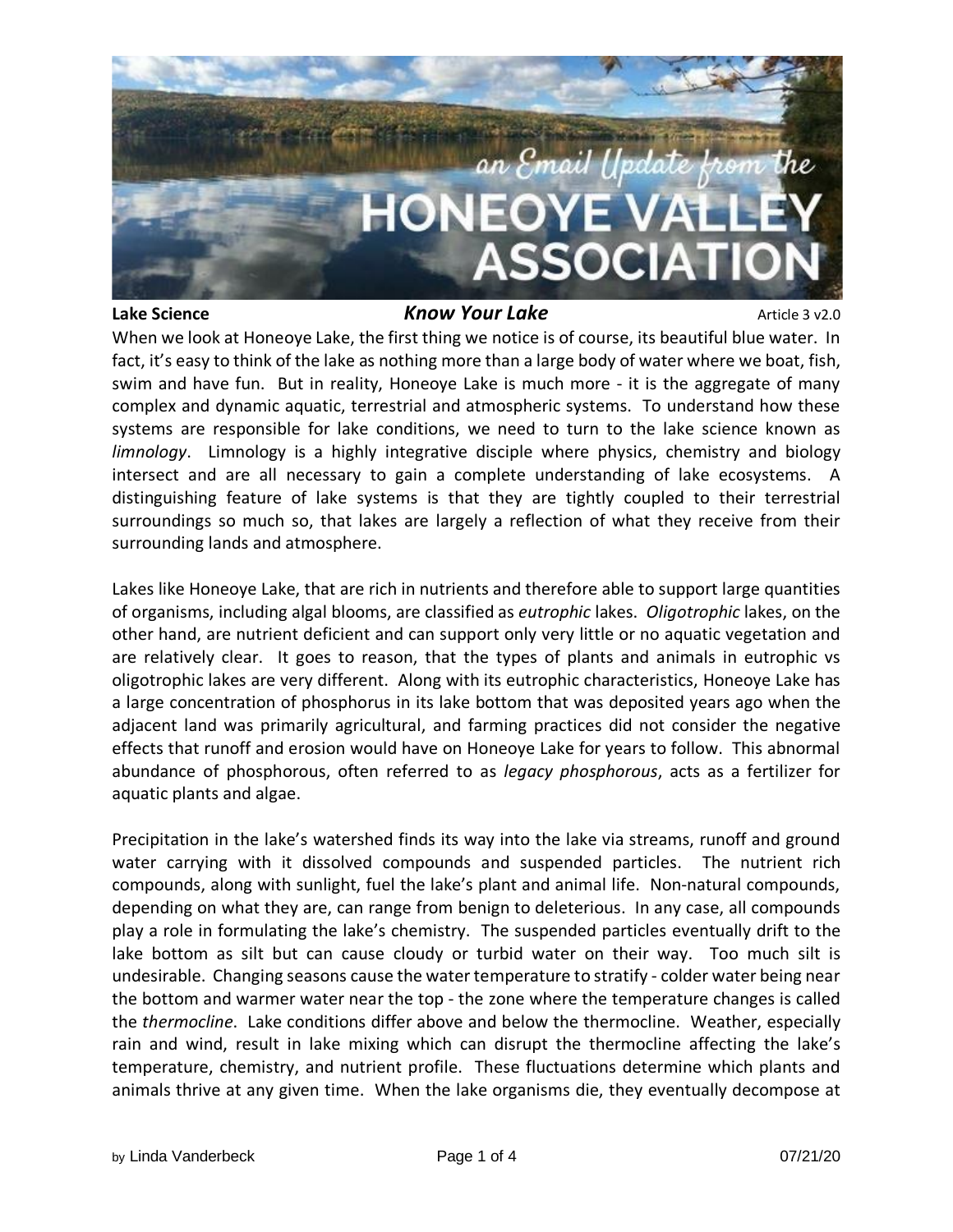**Lake Science** **_Know Your Lake_** Article 3 v2.0

When we look at Honeoye Lake, the first thing we notice is of course, its beautiful blue water. In fact, it's easy to think of the lake as nothing more than a large body of water where we boat, fish, swim and have fun. But in reality, Honeoye Lake is much more - it is the aggregate of many complex and dynamic aquatic, terrestrial and atmospheric systems. To understand how these systems are responsible for lake conditions, we need to turn to the lake science known as *limnology*. Limnology is a highly integrative disciple where physics, chemistry and biology intersect and are all necessary to gain a complete understanding of lake ecosystems. A distinguishing feature of lake systems is that they are tightly coupled to their terrestrial surroundings so much so, that lakes are largely a reflection of what they receive from their surrounding lands and atmosphere.

Lakes like Honeoye Lake, that are rich in nutrients and therefore able to support large quantities of organisms, including algal blooms, are classified as *eutrophic* lakes. *Oligotrophic* lakes, on the other hand, are nutrient deficient and can support only very little or no aquatic vegetation and are relatively clear. It goes to reason, that the types of plants and animals in eutrophic vs oligotrophic lakes are very different. Along with its eutrophic characteristics, Honeoye Lake has a large concentration of phosphorus in its lake bottom that was deposited years ago when the adjacent land was primarily agricultural, and farming practices did not consider the negative effects that runoff and erosion would have on Honeoye Lake for years to follow. This abnormal abundance of phosphorous, often referred to as *legacy phosphorous*, acts as a fertilizer for aquatic plants and algae.

Precipitation in the lake's watershed finds its way into the lake via streams, runoff and ground water carrying with it dissolved compounds and suspended particles. The nutrient rich compounds, along with sunlight, fuel the lake's plant and animal life. Non-natural compounds, depending on what they are, can range from benign to deleterious. In any case, all compounds play a role in formulating the lake's chemistry. The suspended particles eventually drift to the lake bottom as silt but can cause cloudy or turbid water on their way. Too much silt is undesirable. Changing seasons cause the water temperature to stratify - colder water being near the bottom and warmer water near the top - the zone where the temperature changes is called the *thermocline*. Lake conditions differ above and below the thermocline. Weather, especially rain and wind, result in lake mixing which can disrupt the thermocline affecting the lake's temperature, chemistry, and nutrient profile. These fluctuations determine which plants and animals thrive at any given time. When the lake organisms die, they eventually decompose at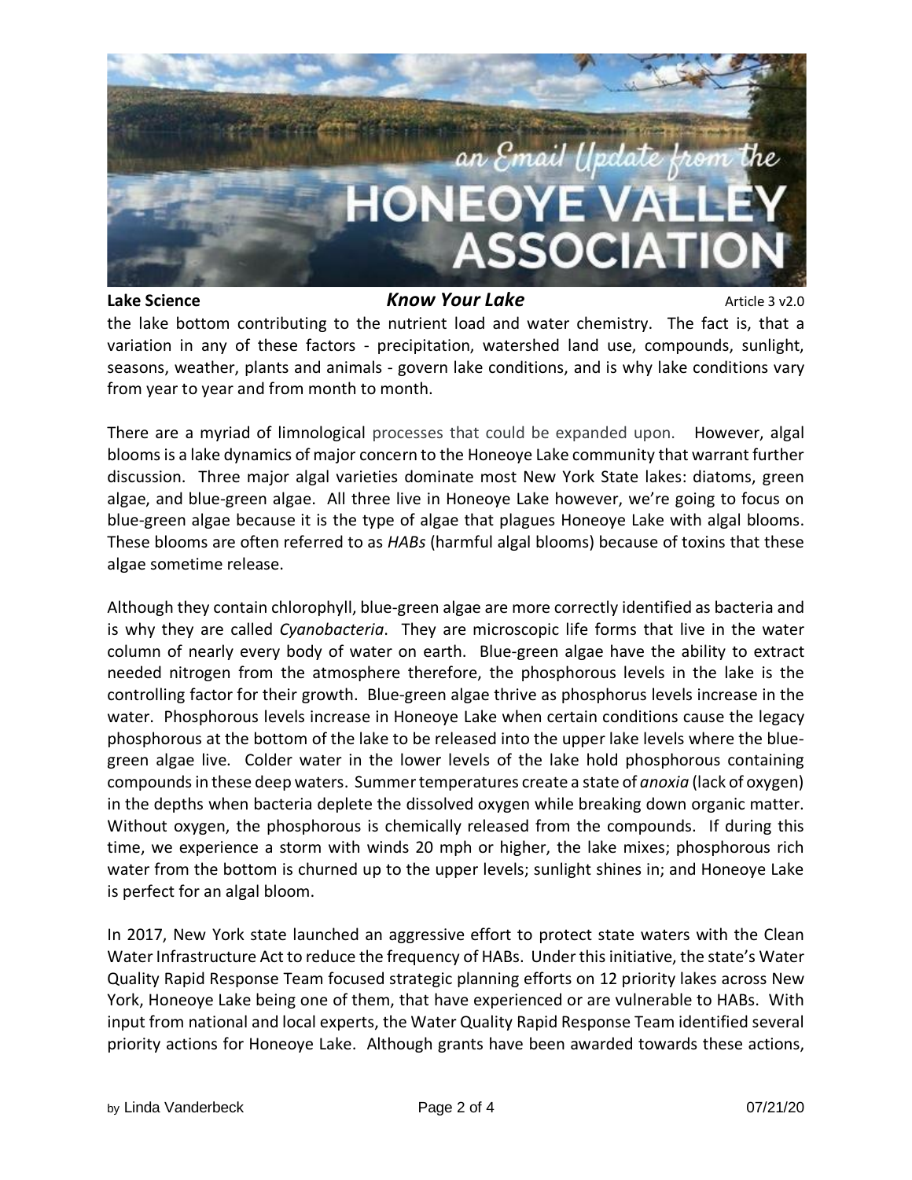the lake bottom contributing to the nutrient load and water chemistry. The fact is, that a variation in any of these factors - precipitation, watershed land use, compounds, sunlight, seasons, weather, plants and animals - govern lake conditions, and is why lake conditions vary from year to year and from month to month.

There are a myriad of limnological processes that could be expanded upon. However, algal blooms is a lake dynamics of major concern to the Honeoye Lake community that warrant further discussion. Three major algal varieties dominate most New York State lakes: diatoms, green algae, and blue-green algae. All three live in Honeoye Lake however, we're going to focus on blue-green algae because it is the type of algae that plagues Honeoye Lake with algal blooms. These blooms are often referred to as *HABs* (harmful algal blooms) because of toxins that these algae sometime release.

Although they contain chlorophyll, blue-green algae are more correctly identified as bacteria and is why they are called *Cyanobacteria*. They are microscopic life forms that live in the water column of nearly every body of water on earth. Blue-green algae have the ability to extract needed nitrogen from the atmosphere therefore, the phosphorous levels in the lake is the controlling factor for their growth. Blue-green algae thrive as phosphorus levels increase in the water. Phosphorous levels increase in Honeoye Lake when certain conditions cause the legacy phosphorous at the bottom of the lake to be released into the upper lake levels where the blue-green algae live. Colder water in the lower levels of the lake hold phosphorous containing compounds in these deep waters. Summer temperatures create a state of *anoxia* (lack of oxygen) in the depths when bacteria deplete the dissolved oxygen while breaking down organic matter. Without oxygen, the phosphorous is chemically released from the compounds. If during this time, we experience a storm with winds 20 mph or higher, the lake mixes; phosphorous rich water from the bottom is churned up to the upper levels; sunlight shines in; and Honeoye Lake is perfect for an algal bloom.

In 2017, New York state launched an aggressive effort to protect state waters with the Clean Water Infrastructure Act to reduce the frequency of HABs. Under this initiative, the state's Water Quality Rapid Response Team focused strategic planning efforts on 12 priority lakes across New York, Honeoye Lake being one of them, that have experienced or are vulnerable to HABs. With input from national and local experts, the Water Quality Rapid Response Team identified several priority actions for Honeoye Lake. Although grants have been awarded towards these actions,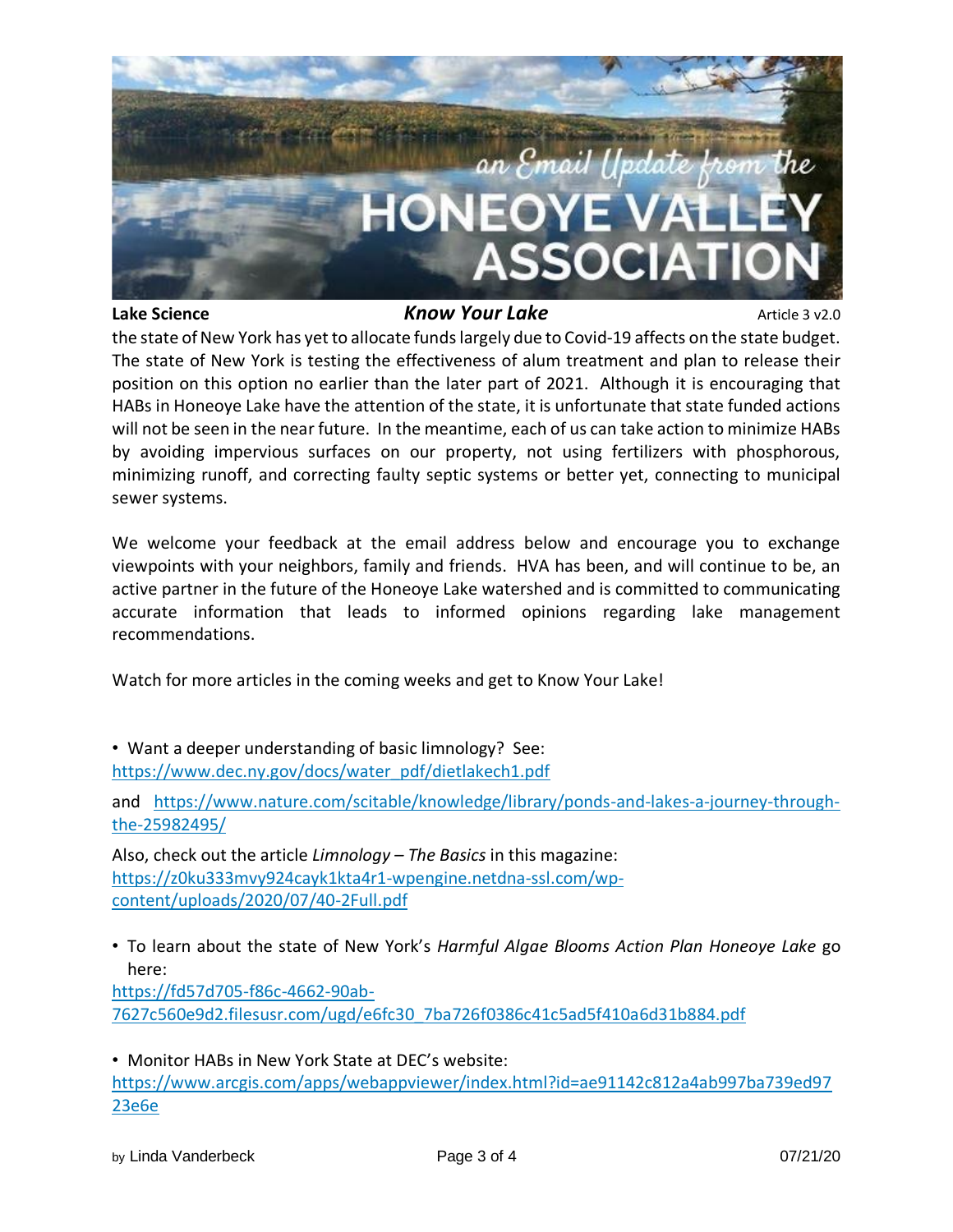the state of New York has yet to allocate funds largely due to Covid-19 affects on the state budget. The state of New York is testing the effectiveness of alum treatment and plan to release their position on this option no earlier than the later part of 2021. Although it is encouraging that HABs in Honeoye Lake have the attention of the state, it is unfortunate that state funded actions will not be seen in the near future. In the meantime, each of us can take action to minimize HABs by avoiding impervious surfaces on our property, not using fertilizers with phosphorous, minimizing runoff, and correcting faulty septic systems or better yet, connecting to municipal sewer systems.

We welcome your feedback at the email address below and encourage you to exchange viewpoints with your neighbors, family and friends. HVA has been, and will continue to be, an active partner in the future of the Honeoye Lake watershed and is committed to communicating accurate information that leads to informed opinions regarding lake management recommendations.

Watch for more articles in the coming weeks and get to Know Your Lake!

- Want a deeper understanding of basic limnology? See: https://www.dec.ny.gov/docs/water_pdf/dietlakech1.pdf

and https://www.nature.com/scitable/knowledge/library/ponds-and-lakes-a-journey-through-the-25982495/

Also, check out the article *Limnology – The Basics* in this magazine: https://z0ku333mvy924cayk1kta4r1-wpengine.netdna-ssl.com/wp-content/uploads/2020/07/40-2Full.pdf

- To learn about the state of New York's *Harmful Algae Blooms Action Plan Honeoye Lake* go here:
https://fd57d705-f86c-4662-90ab-7627c560e9d2.filesusr.com/ugd/e6fc30_7ba726f0386c41c5ad5f410a6d31b884.pdf

- Monitor HABs in New York State at DEC's website:
https://www.arcgis.com/apps/webappviewer/index.html?id=ae91142c812a4ab997ba739ed9723e6e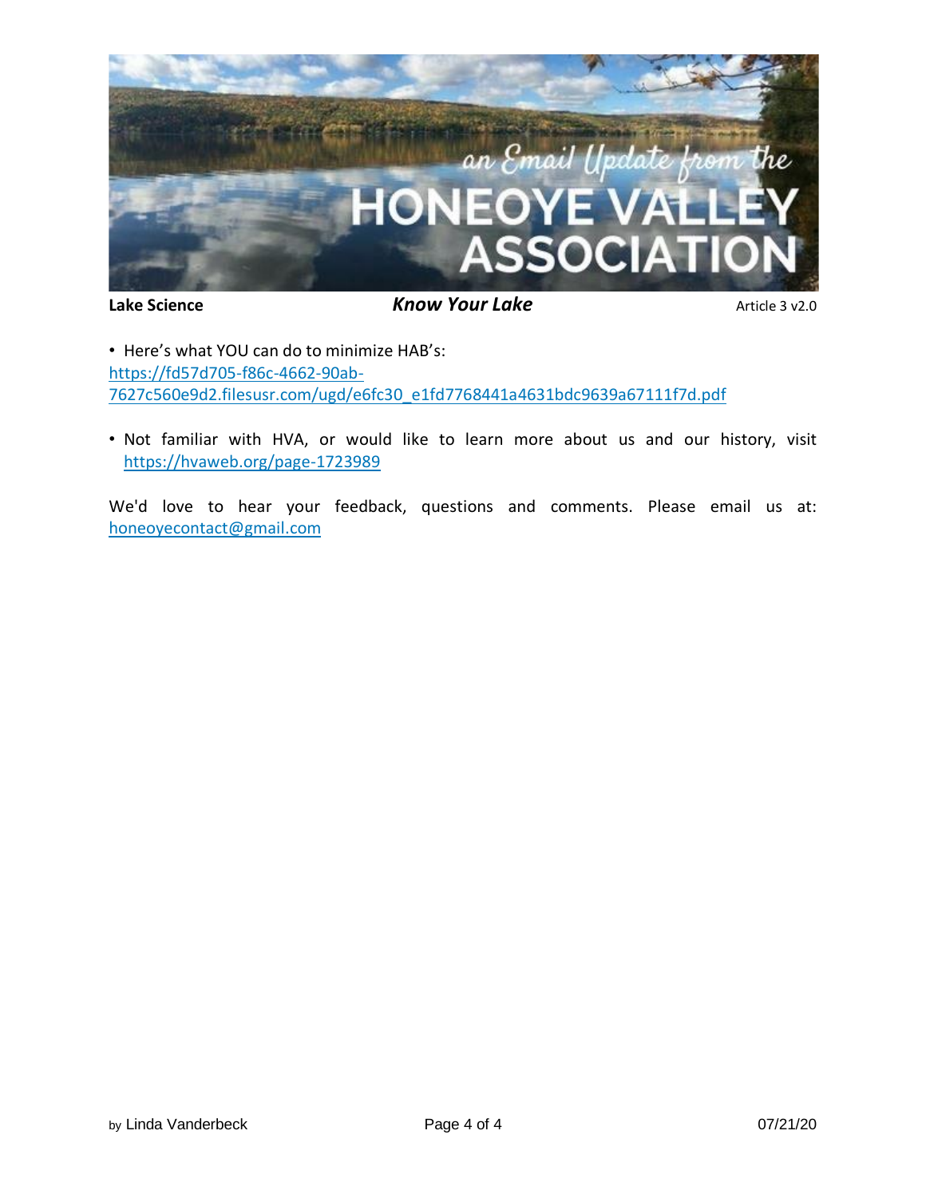- Here's what YOU can do to minimize HAB's: https://fd57d705-f86c-4662-90ab-7627c560e9d2.filesusr.com/ugd/e6fc30_e1fd7768441a4631bdc9639a67111f7d.pdf

- Not familiar with HVA, or would like to learn more about us and our history, visit https://hvaweb.org/page-1723989

We'd love to hear your feedback, questions and comments. Please email us at: honeoyecontact@gmail.com